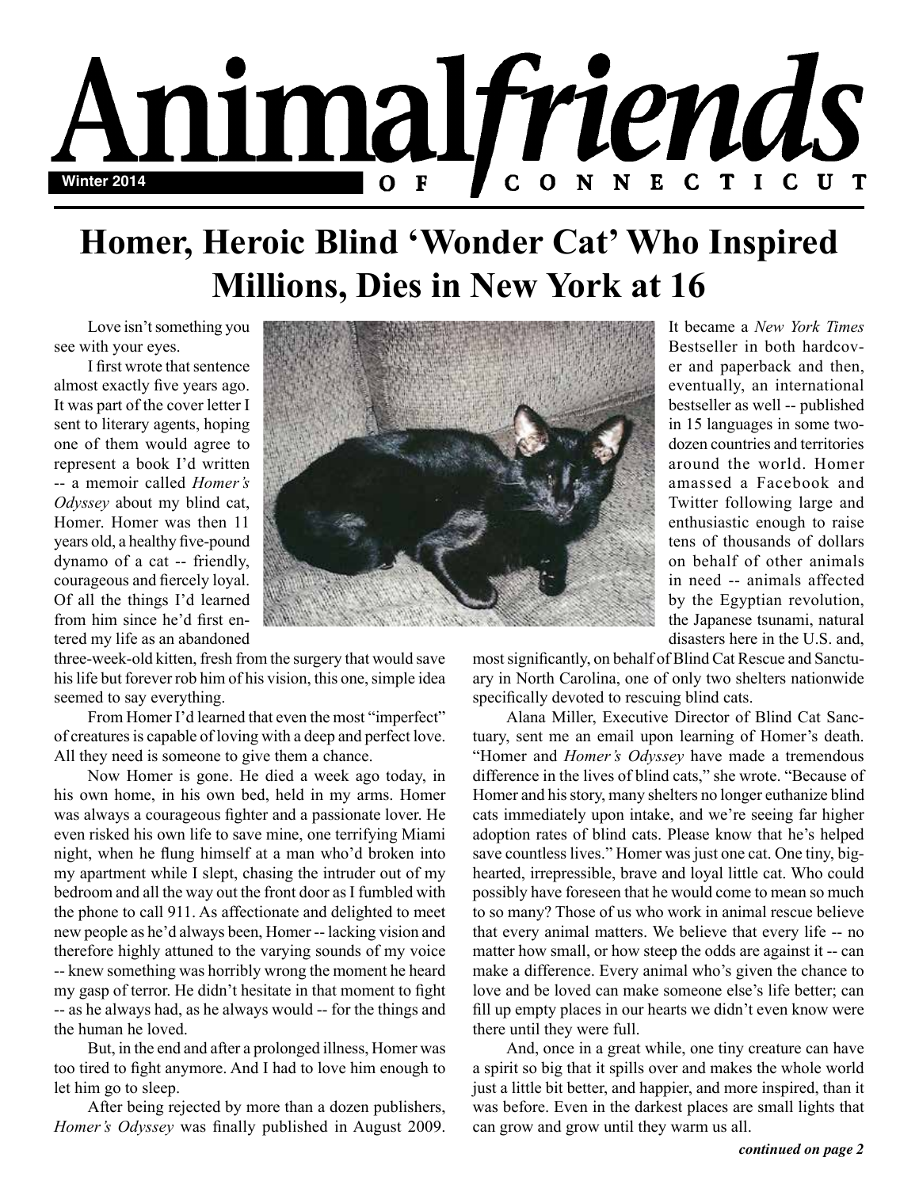# Animal*friends* of Connecticut

**Winter 2014**

## Homer, Heroic Blind 'Wonder Cat' Who Inspired Millions, Dies in New York at 16

Love isn't something you see with your eyes.

I first wrote that sentence almost exactly five years ago. It was part of the cover letter I sent to literary agents, hoping one of them would agree to represent a book I'd written -- a memoir called *Homer's Odyssey* about my blind cat, Homer. Homer was then 11 years old, a healthy five-pound dynamo of a cat -- friendly, courageous and fiercely loyal. Of all the things I'd learned from him since he'd first entered my life as an abandoned three-week-old kitten, fresh from the surgery that would save his life but forever rob him of his vision, this one, simple idea seemed to say everything.

From Homer I'd learned that even the most "imperfect" of creatures is capable of loving with a deep and perfect love. All they need is someone to give them a chance.

Now Homer is gone. He died a week ago today, in his own home, in his own bed, held in my arms. Homer was always a courageous fighter and a passionate lover. He even risked his own life to save mine, one terrifying Miami night, when he flung himself at a man who'd broken into my apartment while I slept, chasing the intruder out of my bedroom and all the way out the front door as I fumbled with the phone to call 911. As affectionate and delighted to meet new people as he'd always been, Homer -- lacking vision and therefore highly attuned to the varying sounds of my voice -- knew something was horribly wrong the moment he heard my gasp of terror. He didn't hesitate in that moment to fight -- as he always had, as he always would -- for the things and the human he loved.

But, in the end and after a prolonged illness, Homer was too tired to fight anymore. And I had to love him enough to let him go to sleep.

After being rejected by more than a dozen publishers, *Homer's Odyssey* was finally published in August 2009. It became a *New York Times* Bestseller in both hardcover and paperback and then, eventually, an international bestseller as well -- published in 15 languages in some two-dozen countries and territories around the world. Homer amassed a Facebook and Twitter following large and enthusiastic enough to raise tens of thousands of dollars on behalf of other animals in need -- animals affected by the Egyptian revolution, the Japanese tsunami, natural disasters here in the U.S. and, most significantly, on behalf of Blind Cat Rescue and Sanctuary in North Carolina, one of only two shelters nationwide specifically devoted to rescuing blind cats.

Alana Miller, Executive Director of Blind Cat Sanctuary, sent me an email upon learning of Homer's death. "Homer and *Homer's Odyssey* have made a tremendous difference in the lives of blind cats," she wrote. "Because of Homer and his story, many shelters no longer euthanize blind cats immediately upon intake, and we're seeing far higher adoption rates of blind cats. Please know that he's helped save countless lives." Homer was just one cat. One tiny, big-hearted, irrepressible, brave and loyal little cat. Who could possibly have foreseen that he would come to mean so much to so many? Those of us who work in animal rescue believe that every animal matters. We believe that every life -- no matter how small, or how steep the odds are against it -- can make a difference. Every animal who's given the chance to love and be loved can make someone else's life better; can fill up empty places in our hearts we didn't even know were there until they were full.

And, once in a great while, one tiny creature can have a spirit so big that it spills over and makes the whole world just a little bit better, and happier, and more inspired, than it was before. Even in the darkest places are small lights that can grow and grow until they warm us all.

***continued on page 2***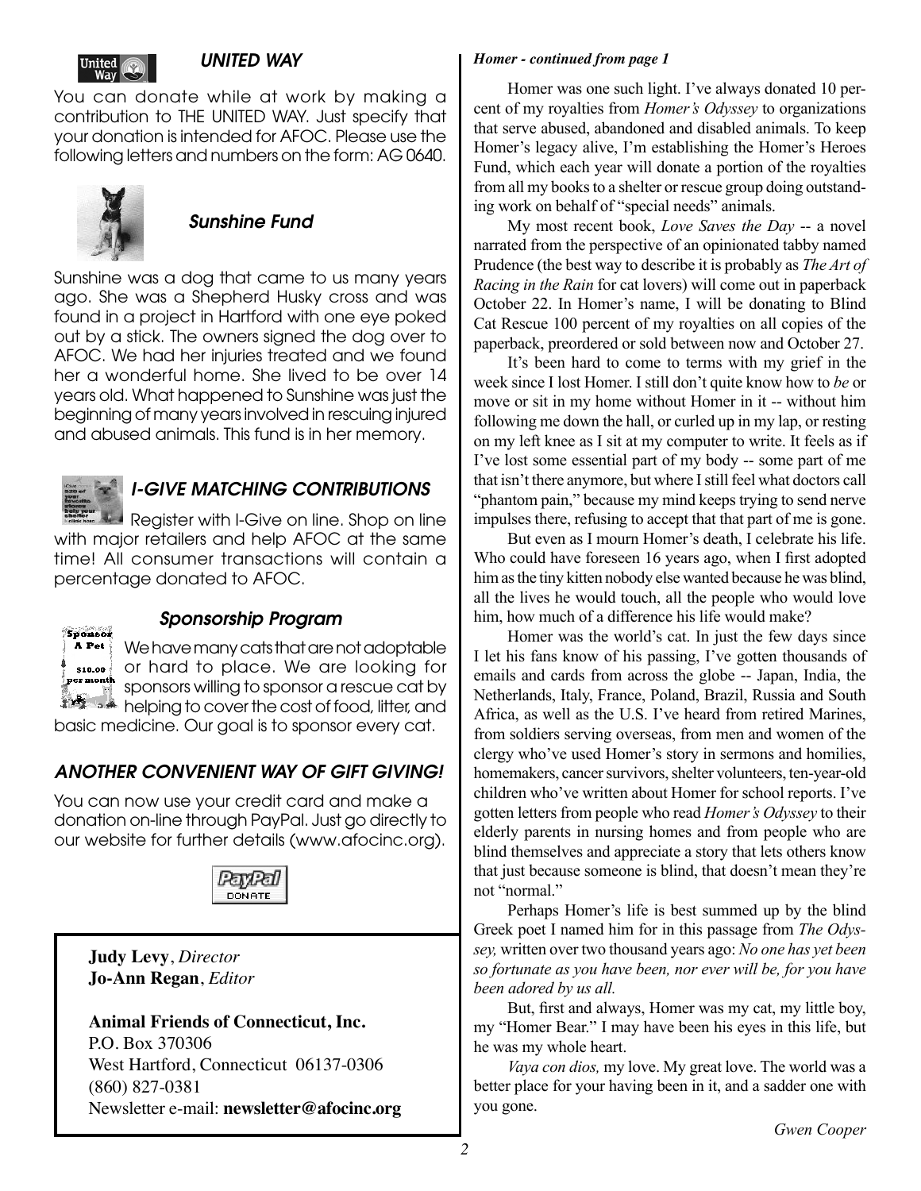### *UNITED WAY*

You can donate while at work by making a contribution to THE UNITED WAY. Just specify that your donation is intended for AFOC. Please use the following letters and numbers on the form: AG 0640.

### *Sunshine Fund*

Sunshine was a dog that came to us many years ago. She was a Shepherd Husky cross and was found in a project in Hartford with one eye poked out by a stick. The owners signed the dog over to AFOC. We had her injuries treated and we found her a wonderful home. She lived to be over 14 years old. What happened to Sunshine was just the beginning of many years involved in rescuing injured and abused animals. This fund is in her memory.

### *I-GIVE MATCHING CONTRIBUTIONS*

Register with I-Give on line. Shop on line with major retailers and help AFOC at the same time! All consumer transactions will contain a percentage donated to AFOC.

### *Sponsorship Program*

We have many cats that are not adoptable or hard to place. We are looking for sponsors willing to sponsor a rescue cat by helping to cover the cost of food, litter, and basic medicine. Our goal is to sponsor every cat.

### *ANOTHER CONVENIENT WAY OF GIFT GIVING!*

You can now use your credit card and make a donation on-line through PayPal. Just go directly to our website for further details (www.afocinc.org).

**Judy Levy**, *Director*
**Jo-Ann Regan**, *Editor*

**Animal Friends of Connecticut, Inc.**
P.O. Box 370306
West Hartford, Connecticut 06137-0306
(860) 827-0381
Newsletter e-mail: **newsletter@afocinc.org**

***Homer - continued from page 1***

Homer was one such light. I've always donated 10 percent of my royalties from *Homer's Odyssey* to organizations that serve abused, abandoned and disabled animals. To keep Homer's legacy alive, I'm establishing the Homer's Heroes Fund, which each year will donate a portion of the royalties from all my books to a shelter or rescue group doing outstanding work on behalf of "special needs" animals.

My most recent book, *Love Saves the Day* -- a novel narrated from the perspective of an opinionated tabby named Prudence (the best way to describe it is probably as *The Art of Racing in the Rain* for cat lovers) will come out in paperback October 22. In Homer's name, I will be donating to Blind Cat Rescue 100 percent of my royalties on all copies of the paperback, preordered or sold between now and October 27.

It's been hard to come to terms with my grief in the week since I lost Homer. I still don't quite know how to *be* or move or sit in my home without Homer in it -- without him following me down the hall, or curled up in my lap, or resting on my left knee as I sit at my computer to write. It feels as if I've lost some essential part of my body -- some part of me that isn't there anymore, but where I still feel what doctors call "phantom pain," because my mind keeps trying to send nerve impulses there, refusing to accept that that part of me is gone.

But even as I mourn Homer's death, I celebrate his life. Who could have foreseen 16 years ago, when I first adopted him as the tiny kitten nobody else wanted because he was blind, all the lives he would touch, all the people who would love him, how much of a difference his life would make?

Homer was the world's cat. In just the few days since I let his fans know of his passing, I've gotten thousands of emails and cards from across the globe -- Japan, India, the Netherlands, Italy, France, Poland, Brazil, Russia and South Africa, as well as the U.S. I've heard from retired Marines, from soldiers serving overseas, from men and women of the clergy who've used Homer's story in sermons and homilies, homemakers, cancer survivors, shelter volunteers, ten-year-old children who've written about Homer for school reports. I've gotten letters from people who read *Homer's Odyssey* to their elderly parents in nursing homes and from people who are blind themselves and appreciate a story that lets others know that just because someone is blind, that doesn't mean they're not "normal."

Perhaps Homer's life is best summed up by the blind Greek poet I named him for in this passage from *The Odyssey,* written over two thousand years ago: *No one has yet been so fortunate as you have been, nor ever will be, for you have been adored by us all.*

But, first and always, Homer was my cat, my little boy, my "Homer Bear." I may have been his eyes in this life, but he was my whole heart.

*Vaya con dios,* my love. My great love. The world was a better place for your having been in it, and a sadder one with you gone.

*Gwen Cooper*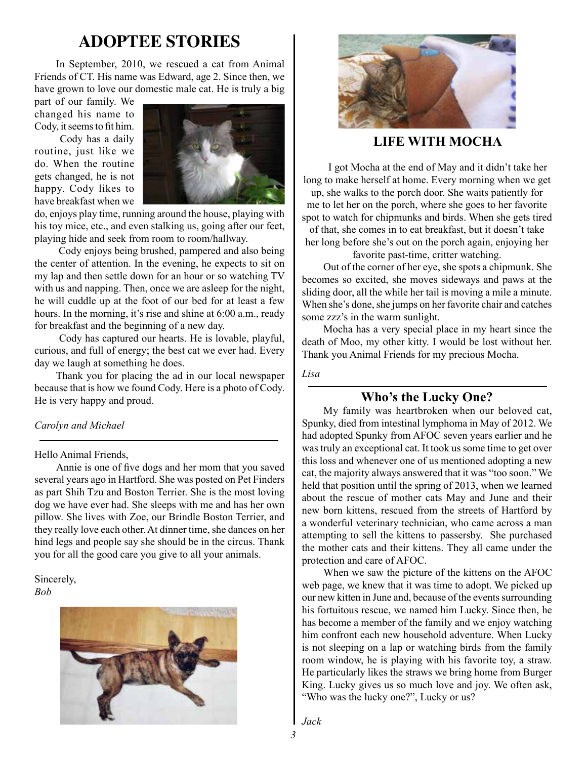# ADOPTEE STORIES

In September, 2010, we rescued a cat from Animal Friends of CT. His name was Edward, age 2. Since then, we have grown to love our domestic male cat. He is truly a big part of our family. We changed his name to Cody, it seems to fit him.

Cody has a daily routine, just like we do. When the routine gets changed, he is not happy. Cody likes to have breakfast when we do, enjoys play time, running around the house, playing with his toy mice, etc., and even stalking us, going after our feet, playing hide and seek from room to room/hallway.

Cody enjoys being brushed, pampered and also being the center of attention. In the evening, he expects to sit on my lap and then settle down for an hour or so watching TV with us and napping. Then, once we are asleep for the night, he will cuddle up at the foot of our bed for at least a few hours. In the morning, it's rise and shine at 6:00 a.m., ready for breakfast and the beginning of a new day.

Cody has captured our hearts. He is lovable, playful, curious, and full of energy; the best cat we ever had. Every day we laugh at something he does.

Thank you for placing the ad in our local newspaper because that is how we found Cody. Here is a photo of Cody. He is very happy and proud.

*Carolyn and Michael*

---

Hello Animal Friends,

Annie is one of five dogs and her mom that you saved several years ago in Hartford. She was posted on Pet Finders as part Shih Tzu and Boston Terrier. She is the most loving dog we have ever had. She sleeps with me and has her own pillow. She lives with Zoe, our Brindle Boston Terrier, and they really love each other. At dinner time, she dances on her hind legs and people say she should be in the circus. Thank you for all the good care you give to all your animals.

Sincerely,
*Bob*

## LIFE WITH MOCHA

I got Mocha at the end of May and it didn't take her long to make herself at home. Every morning when we get up, she walks to the porch door. She waits patiently for me to let her on the porch, where she goes to her favorite spot to watch for chipmunks and birds. When she gets tired of that, she comes in to eat breakfast, but it doesn't take her long before she's out on the porch again, enjoying her favorite past-time, critter watching.

Out of the corner of her eye, she spots a chipmunk. She becomes so excited, she moves sideways and paws at the sliding door, all the while her tail is moving a mile a minute. When she's done, she jumps on her favorite chair and catches some zzz's in the warm sunlight.

Mocha has a very special place in my heart since the death of Moo, my other kitty. I would be lost without her. Thank you Animal Friends for my precious Mocha.

*Lisa*

---

## Who's the Lucky One?

My family was heartbroken when our beloved cat, Spunky, died from intestinal lymphoma in May of 2012. We had adopted Spunky from AFOC seven years earlier and he was truly an exceptional cat. It took us some time to get over this loss and whenever one of us mentioned adopting a new cat, the majority always answered that it was "too soon." We held that position until the spring of 2013, when we learned about the rescue of mother cats May and June and their new born kittens, rescued from the streets of Hartford by a wonderful veterinary technician, who came across a man attempting to sell the kittens to passersby. She purchased the mother cats and their kittens. They all came under the protection and care of AFOC.

When we saw the picture of the kittens on the AFOC web page, we knew that it was time to adopt. We picked up our new kitten in June and, because of the events surrounding his fortuitous rescue, we named him Lucky. Since then, he has become a member of the family and we enjoy watching him confront each new household adventure. When Lucky is not sleeping on a lap or watching birds from the family room window, he is playing with his favorite toy, a straw. He particularly likes the straws we bring home from Burger King. Lucky gives us so much love and joy. We often ask, "Who was the lucky one?", Lucky or us?

*Jack*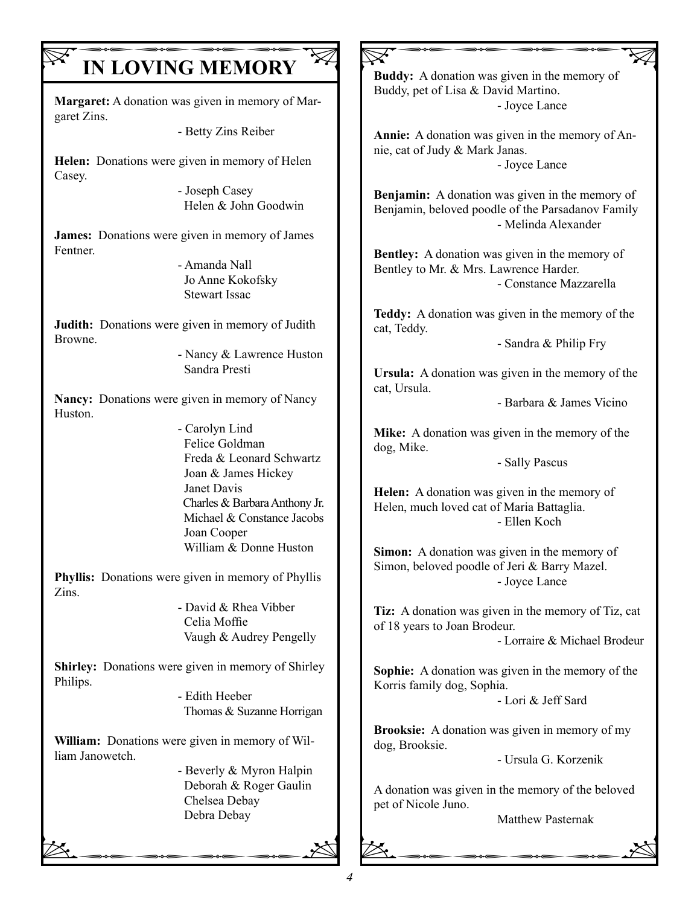# IN LOVING MEMORY

**Margaret:** A donation was given in memory of Margaret Zins.

- Betty Zins Reiber

**Helen:** Donations were given in memory of Helen Casey.

- Joseph Casey
Helen & John Goodwin

**James:** Donations were given in memory of James Fentner.

- Amanda Nall
Jo Anne Kokofsky
Stewart Issac

**Judith:** Donations were given in memory of Judith Browne.

- Nancy & Lawrence Huston
Sandra Presti

**Nancy:** Donations were given in memory of Nancy Huston.

- Carolyn Lind
Felice Goldman
Freda & Leonard Schwartz
Joan & James Hickey
Janet Davis
Charles & Barbara Anthony Jr.
Michael & Constance Jacobs
Joan Cooper
William & Donne Huston

**Phyllis:** Donations were given in memory of Phyllis Zins.

- David & Rhea Vibber
Celia Moffie
Vaugh & Audrey Pengelly

**Shirley:** Donations were given in memory of Shirley Philips.

- Edith Heeber
Thomas & Suzanne Horrigan

**William:** Donations were given in memory of William Janowetch.

- Beverly & Myron Halpin
Deborah & Roger Gaulin
Chelsea Debay
Debra Debay

**Buddy:** A donation was given in the memory of Buddy, pet of Lisa & David Martino.

- Joyce Lance

**Annie:** A donation was given in the memory of Annie, cat of Judy & Mark Janas.

- Joyce Lance

**Benjamin:** A donation was given in the memory of Benjamin, beloved poodle of the Parsadanov Family

- Melinda Alexander

**Bentley:** A donation was given in the memory of Bentley to Mr. & Mrs. Lawrence Harder.

- Constance Mazzarella

**Teddy:** A donation was given in the memory of the cat, Teddy.

- Sandra & Philip Fry

**Ursula:** A donation was given in the memory of the cat, Ursula.

- Barbara & James Vicino

**Mike:** A donation was given in the memory of the dog, Mike.

- Sally Pascus

**Helen:** A donation was given in the memory of Helen, much loved cat of Maria Battaglia.

- Ellen Koch

**Simon:** A donation was given in the memory of Simon, beloved poodle of Jeri & Barry Mazel.

- Joyce Lance

**Tiz:** A donation was given in the memory of Tiz, cat of 18 years to Joan Brodeur.

- Lorraire & Michael Brodeur

**Sophie:** A donation was given in the memory of the Korris family dog, Sophia.

- Lori & Jeff Sard

**Brooksie:** A donation was given in memory of my dog, Brooksie.

- Ursula G. Korzenik

A donation was given in the memory of the beloved pet of Nicole Juno.

Matthew Pasternak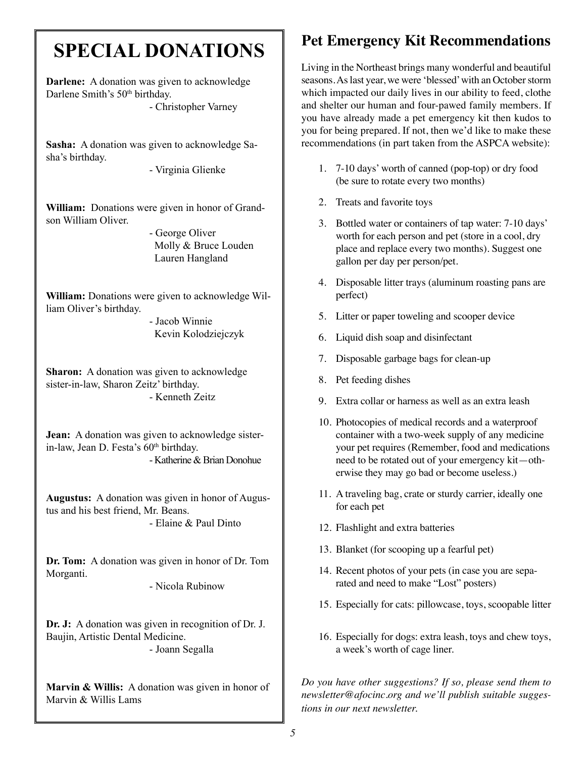# SPECIAL DONATIONS

**Darlene:** A donation was given to acknowledge Darlene Smith's 50th birthday.

- Christopher Varney

**Sasha:** A donation was given to acknowledge Sasha's birthday.

- Virginia Glienke

**William:** Donations were given in honor of Grandson William Oliver.

- George Oliver
  Molly & Bruce Louden
  Lauren Hangland

**William:** Donations were given to acknowledge William Oliver's birthday.

- Jacob Winnie
  Kevin Kolodziejczyk

**Sharon:** A donation was given to acknowledge sister-in-law, Sharon Zeitz' birthday.

- Kenneth Zeitz

**Jean:** A donation was given to acknowledge sister-in-law, Jean D. Festa's 60th birthday.

- Katherine & Brian Donohue

**Augustus:** A donation was given in honor of Augustus and his best friend, Mr. Beans.

- Elaine & Paul Dinto

**Dr. Tom:** A donation was given in honor of Dr. Tom Morganti.

- Nicola Rubinow

**Dr. J:** A donation was given in recognition of Dr. J. Baujin, Artistic Dental Medicine.

- Joann Segalla

**Marvin & Willis:** A donation was given in honor of Marvin & Willis Lams

## Pet Emergency Kit Recommendations

Living in the Northeast brings many wonderful and beautiful seasons. As last year, we were 'blessed' with an October storm which impacted our daily lives in our ability to feed, clothe and shelter our human and four-pawed family members. If you have already made a pet emergency kit then kudos to you for being prepared. If not, then we'd like to make these recommendations (in part taken from the ASPCA website):

1. 7-10 days' worth of canned (pop-top) or dry food (be sure to rotate every two months)
2. Treats and favorite toys
3. Bottled water or containers of tap water: 7-10 days' worth for each person and pet (store in a cool, dry place and replace every two months). Suggest one gallon per day per person/pet.
4. Disposable litter trays (aluminum roasting pans are perfect)
5. Litter or paper toweling and scooper device
6. Liquid dish soap and disinfectant
7. Disposable garbage bags for clean-up
8. Pet feeding dishes
9. Extra collar or harness as well as an extra leash
10. Photocopies of medical records and a waterproof container with a two-week supply of any medicine your pet requires (Remember, food and medications need to be rotated out of your emergency kit—otherwise they may go bad or become useless.)
11. A traveling bag, crate or sturdy carrier, ideally one for each pet
12. Flashlight and extra batteries
13. Blanket (for scooping up a fearful pet)
14. Recent photos of your pets (in case you are separated and need to make "Lost" posters)
15. Especially for cats: pillowcase, toys, scoopable litter
16. Especially for dogs: extra leash, toys and chew toys, a week's worth of cage liner.

*Do you have other suggestions? If so, please send them to newsletter@afocinc.org and we'll publish suitable suggestions in our next newsletter.*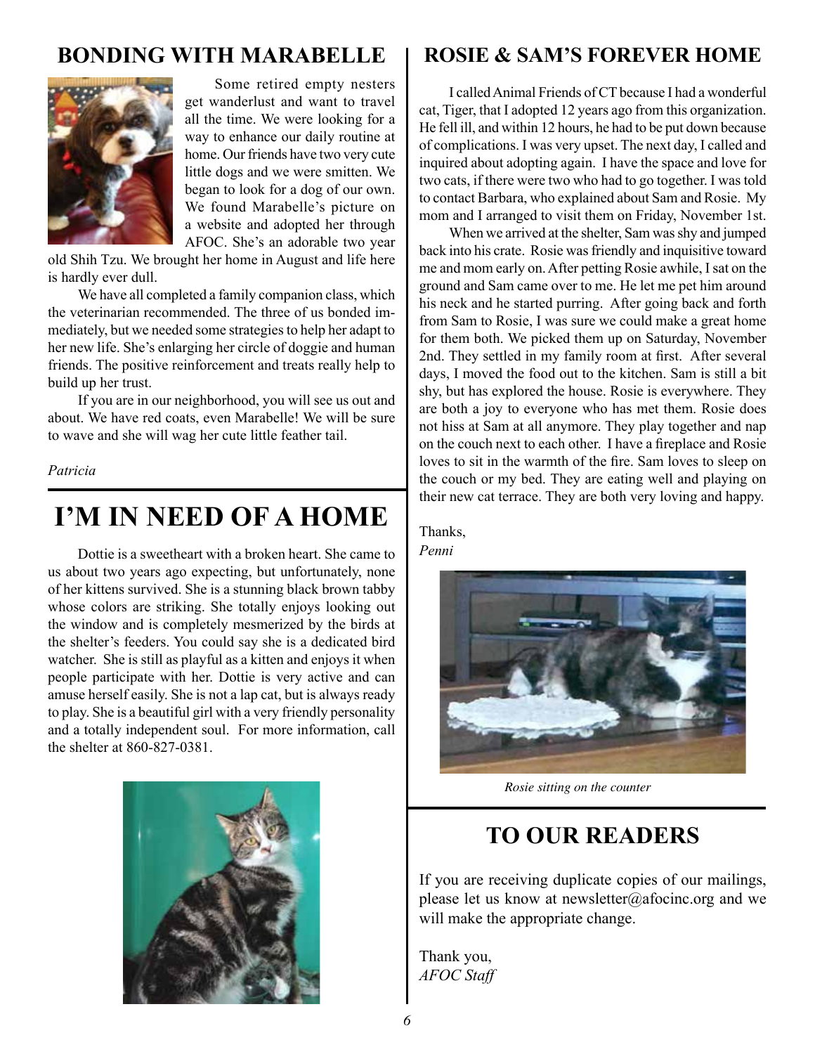## BONDING WITH MARABELLE

Some retired empty nesters get wanderlust and want to travel all the time. We were looking for a way to enhance our daily routine at home. Our friends have two very cute little dogs and we were smitten. We began to look for a dog of our own. We found Marabelle's picture on a website and adopted her through AFOC. She's an adorable two year old Shih Tzu. We brought her home in August and life here is hardly ever dull.

We have all completed a family companion class, which the veterinarian recommended. The three of us bonded immediately, but we needed some strategies to help her adapt to her new life. She's enlarging her circle of doggie and human friends. The positive reinforcement and treats really help to build up her trust.

If you are in our neighborhood, you will see us out and about. We have red coats, even Marabelle! We will be sure to wave and she will wag her cute little feather tail.

*Patricia*

# I'M IN NEED OF A HOME

Dottie is a sweetheart with a broken heart. She came to us about two years ago expecting, but unfortunately, none of her kittens survived. She is a stunning black brown tabby whose colors are striking. She totally enjoys looking out the window and is completely mesmerized by the birds at the shelter's feeders. You could say she is a dedicated bird watcher. She is still as playful as a kitten and enjoys it when people participate with her. Dottie is very active and can amuse herself easily. She is not a lap cat, but is always ready to play. She is a beautiful girl with a very friendly personality and a totally independent soul. For more information, call the shelter at 860-827-0381.

## ROSIE & SAM'S FOREVER HOME

I called Animal Friends of CT because I had a wonderful cat, Tiger, that I adopted 12 years ago from this organization. He fell ill, and within 12 hours, he had to be put down because of complications. I was very upset. The next day, I called and inquired about adopting again. I have the space and love for two cats, if there were two who had to go together. I was told to contact Barbara, who explained about Sam and Rosie. My mom and I arranged to visit them on Friday, November 1st.

When we arrived at the shelter, Sam was shy and jumped back into his crate. Rosie was friendly and inquisitive toward me and mom early on. After petting Rosie awhile, I sat on the ground and Sam came over to me. He let me pet him around his neck and he started purring. After going back and forth from Sam to Rosie, I was sure we could make a great home for them both. We picked them up on Saturday, November 2nd. They settled in my family room at first. After several days, I moved the food out to the kitchen. Sam is still a bit shy, but has explored the house. Rosie is everywhere. They are both a joy to everyone who has met them. Rosie does not hiss at Sam at all anymore. They play together and nap on the couch next to each other. I have a fireplace and Rosie loves to sit in the warmth of the fire. Sam loves to sleep on the couch or my bed. They are eating well and playing on their new cat terrace. They are both very loving and happy.

Thanks,
*Penni*

*Rosie sitting on the counter*

# TO OUR READERS

If you are receiving duplicate copies of our mailings, please let us know at newsletter@afocinc.org and we will make the appropriate change.

Thank you,
*AFOC Staff*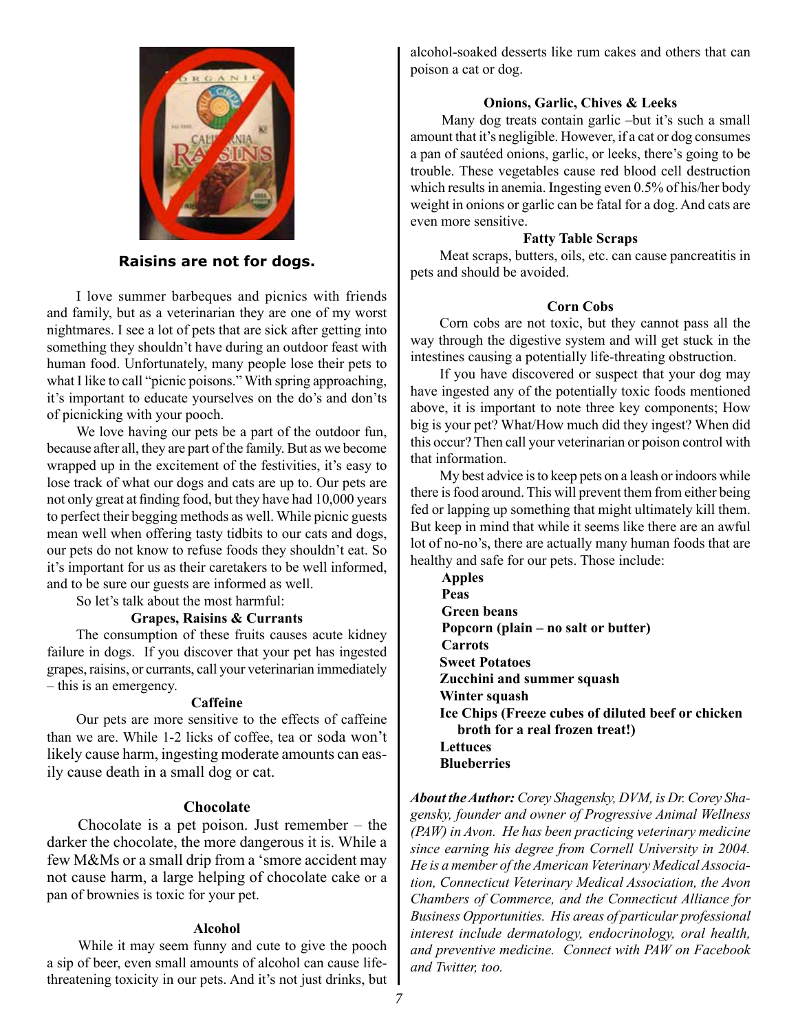**Raisins are not for dogs.**

I love summer barbeques and picnics with friends and family, but as a veterinarian they are one of my worst nightmares. I see a lot of pets that are sick after getting into something they shouldn't have during an outdoor feast with human food. Unfortunately, many people lose their pets to what I like to call "picnic poisons." With spring approaching, it's important to educate yourselves on the do's and don'ts of picnicking with your pooch.

We love having our pets be a part of the outdoor fun, because after all, they are part of the family. But as we become wrapped up in the excitement of the festivities, it's easy to lose track of what our dogs and cats are up to. Our pets are not only great at finding food, but they have had 10,000 years to perfect their begging methods as well. While picnic guests mean well when offering tasty tidbits to our cats and dogs, our pets do not know to refuse foods they shouldn't eat. So it's important for us as their caretakers to be well informed, and to be sure our guests are informed as well.

So let's talk about the most harmful:

### Grapes, Raisins & Currants

The consumption of these fruits causes acute kidney failure in dogs. If you discover that your pet has ingested grapes, raisins, or currants, call your veterinarian immediately – this is an emergency.

### Caffeine

Our pets are more sensitive to the effects of caffeine than we are. While 1-2 licks of coffee, tea or soda won't likely cause harm, ingesting moderate amounts can easily cause death in a small dog or cat.

### Chocolate

Chocolate is a pet poison. Just remember – the darker the chocolate, the more dangerous it is. While a few M&Ms or a small drip from a 'smore accident may not cause harm, a large helping of chocolate cake or a pan of brownies is toxic for your pet.

### Alcohol

While it may seem funny and cute to give the pooch a sip of beer, even small amounts of alcohol can cause life-threatening toxicity in our pets. And it's not just drinks, but alcohol-soaked desserts like rum cakes and others that can poison a cat or dog.

### Onions, Garlic, Chives & Leeks

Many dog treats contain garlic –but it's such a small amount that it's negligible. However, if a cat or dog consumes a pan of sautéed onions, garlic, or leeks, there's going to be trouble. These vegetables cause red blood cell destruction which results in anemia. Ingesting even 0.5% of his/her body weight in onions or garlic can be fatal for a dog. And cats are even more sensitive.

### Fatty Table Scraps

Meat scraps, butters, oils, etc. can cause pancreatitis in pets and should be avoided.

### Corn Cobs

Corn cobs are not toxic, but they cannot pass all the way through the digestive system and will get stuck in the intestines causing a potentially life-threating obstruction.

If you have discovered or suspect that your dog may have ingested any of the potentially toxic foods mentioned above, it is important to note three key components; How big is your pet? What/How much did they ingest? When did this occur? Then call your veterinarian or poison control with that information.

My best advice is to keep pets on a leash or indoors while there is food around. This will prevent them from either being fed or lapping up something that might ultimately kill them. But keep in mind that while it seems like there are an awful lot of no-no's, there are actually many human foods that are healthy and safe for our pets. Those include:

- **Apples**
- **Peas**
- **Green beans**
- **Popcorn (plain – no salt or butter)**
- **Carrots**
- **Sweet Potatoes**
- **Zucchini and summer squash**
- **Winter squash**
- **Ice Chips (Freeze cubes of diluted beef or chicken broth for a real frozen treat!)**
- **Lettuces**
- **Blueberries**

***About the Author:*** *Corey Shagensky, DVM, is Dr. Corey Shagensky, founder and owner of Progressive Animal Wellness (PAW) in Avon. He has been practicing veterinary medicine since earning his degree from Cornell University in 2004. He is a member of the American Veterinary Medical Association, Connecticut Veterinary Medical Association, the Avon Chambers of Commerce, and the Connecticut Alliance for Business Opportunities. His areas of particular professional interest include dermatology, endocrinology, oral health, and preventive medicine. Connect with PAW on Facebook and Twitter, too.*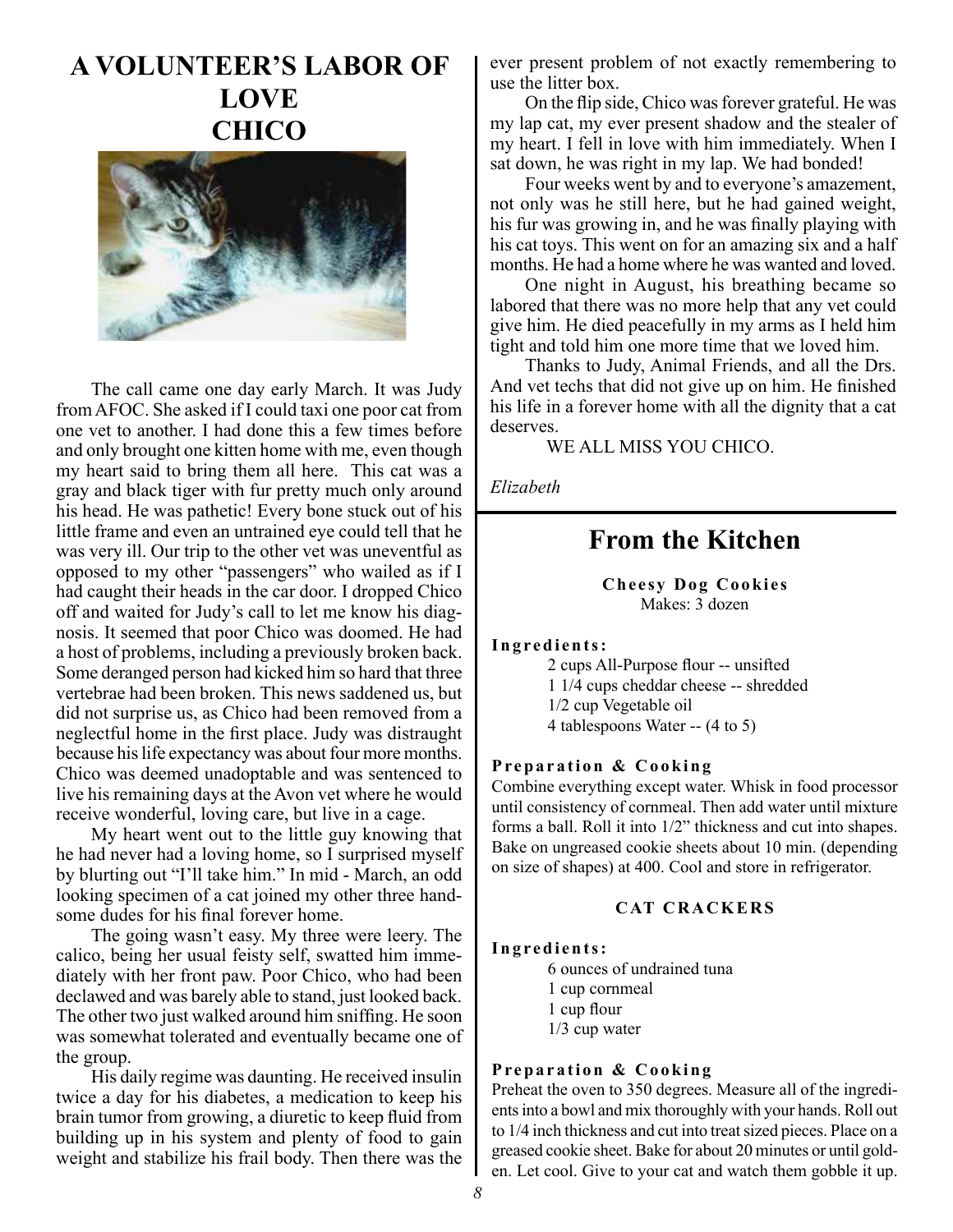# A VOLUNTEER'S LABOR OF LOVE
# CHICO

The call came one day early March. It was Judy from AFOC. She asked if I could taxi one poor cat from one vet to another. I had done this a few times before and only brought one kitten home with me, even though my heart said to bring them all here. This cat was a gray and black tiger with fur pretty much only around his head. He was pathetic! Every bone stuck out of his little frame and even an untrained eye could tell that he was very ill. Our trip to the other vet was uneventful as opposed to my other "passengers" who wailed as if I had caught their heads in the car door. I dropped Chico off and waited for Judy's call to let me know his diagnosis. It seemed that poor Chico was doomed. He had a host of problems, including a previously broken back. Some deranged person had kicked him so hard that three vertebrae had been broken. This news saddened us, but did not surprise us, as Chico had been removed from a neglectful home in the first place. Judy was distraught because his life expectancy was about four more months. Chico was deemed unadoptable and was sentenced to live his remaining days at the Avon vet where he would receive wonderful, loving care, but live in a cage.

My heart went out to the little guy knowing that he had never had a loving home, so I surprised myself by blurting out "I'll take him." In mid - March, an odd looking specimen of a cat joined my other three handsome dudes for his final forever home.

The going wasn't easy. My three were leery. The calico, being her usual feisty self, swatted him immediately with her front paw. Poor Chico, who had been declawed and was barely able to stand, just looked back. The other two just walked around him sniffing. He soon was somewhat tolerated and eventually became one of the group.

His daily regime was daunting. He received insulin twice a day for his diabetes, a medication to keep his brain tumor from growing, a diuretic to keep fluid from building up in his system and plenty of food to gain weight and stabilize his frail body. Then there was the ever present problem of not exactly remembering to use the litter box.

On the flip side, Chico was forever grateful. He was my lap cat, my ever present shadow and the stealer of my heart. I fell in love with him immediately. When I sat down, he was right in my lap. We had bonded!

Four weeks went by and to everyone's amazement, not only was he still here, but he had gained weight, his fur was growing in, and he was finally playing with his cat toys. This went on for an amazing six and a half months. He had a home where he was wanted and loved.

One night in August, his breathing became so labored that there was no more help that any vet could give him. He died peacefully in my arms as I held him tight and told him one more time that we loved him.

Thanks to Judy, Animal Friends, and all the Drs. And vet techs that did not give up on him. He finished his life in a forever home with all the dignity that a cat deserves.

WE ALL MISS YOU CHICO.

*Elizabeth*

## From the Kitchen

### Cheesy Dog Cookies

Makes: 3 dozen

**Ingredients:**

2 cups All-Purpose flour -- unsifted
1 1/4 cups cheddar cheese -- shredded
1/2 cup Vegetable oil
4 tablespoons Water -- (4 to 5)

**Preparation & Cooking**

Combine everything except water. Whisk in food processor until consistency of cornmeal. Then add water until mixture forms a ball. Roll it into 1/2" thickness and cut into shapes. Bake on ungreased cookie sheets about 10 min. (depending on size of shapes) at 400. Cool and store in refrigerator.

### CAT CRACKERS

**Ingredients:**

6 ounces of undrained tuna
1 cup cornmeal
1 cup flour
1/3 cup water

**Preparation & Cooking**

Preheat the oven to 350 degrees. Measure all of the ingredients into a bowl and mix thoroughly with your hands. Roll out to 1/4 inch thickness and cut into treat sized pieces. Place on a greased cookie sheet. Bake for about 20 minutes or until golden. Let cool. Give to your cat and watch them gobble it up.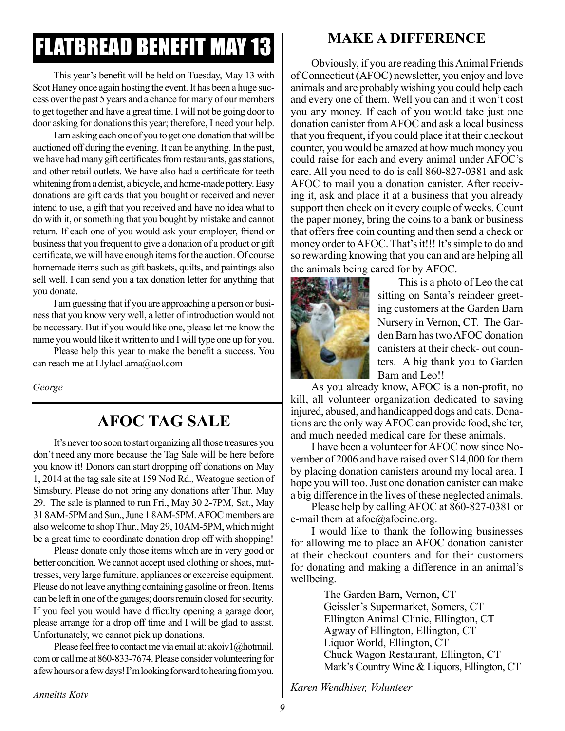# FLATBREAD BENEFIT MAY 13

This year's benefit will be held on Tuesday, May 13 with Scot Haney once again hosting the event. It has been a huge success over the past 5 years and a chance for many of our members to get together and have a great time. I will not be going door to door asking for donations this year; therefore, I need your help.

I am asking each one of you to get one donation that will be auctioned off during the evening. It can be anything. In the past, we have had many gift certificates from restaurants, gas stations, and other retail outlets. We have also had a certificate for teeth whitening from a dentist, a bicycle, and home-made pottery. Easy donations are gift cards that you bought or received and never intend to use, a gift that you received and have no idea what to do with it, or something that you bought by mistake and cannot return. If each one of you would ask your employer, friend or business that you frequent to give a donation of a product or gift certificate, we will have enough items for the auction. Of course homemade items such as gift baskets, quilts, and paintings also sell well. I can send you a tax donation letter for anything that you donate.

I am guessing that if you are approaching a person or business that you know very well, a letter of introduction would not be necessary. But if you would like one, please let me know the name you would like it written to and I will type one up for you.

Please help this year to make the benefit a success. You can reach me at LlylacLama@aol.com

*George*

## AFOC TAG SALE

It's never too soon to start organizing all those treasures you don't need any more because the Tag Sale will be here before you know it! Donors can start dropping off donations on May 1, 2014 at the tag sale site at 159 Nod Rd., Weatogue section of Simsbury. Please do not bring any donations after Thur. May 29. The sale is planned to run Fri., May 30 2-7PM, Sat., May 31 8AM-5PM and Sun., June 1 8AM-5PM. AFOC members are also welcome to shop Thur., May 29, 10AM-5PM, which might be a great time to coordinate donation drop off with shopping!

Please donate only those items which are in very good or better condition. We cannot accept used clothing or shoes, mattresses, very large furniture, appliances or excercise equipment. Please do not leave anything containing gasoline or freon. Items can be left in one of the garages; doors remain closed for security. If you feel you would have difficulty opening a garage door, please arrange for a drop off time and I will be glad to assist. Unfortunately, we cannot pick up donations.

Please feel free to contact me via email at: akoiv1@hotmail.com or call me at 860-833-7674. Please consider volunteering for a few hours or a few days! I'm looking forward to hearing from you.

*Anneliis Koiv*

## MAKE A DIFFERENCE

Obviously, if you are reading this Animal Friends of Connecticut (AFOC) newsletter, you enjoy and love animals and are probably wishing you could help each and every one of them. Well you can and it won't cost you any money. If each of you would take just one donation canister from AFOC and ask a local business that you frequent, if you could place it at their checkout counter, you would be amazed at how much money you could raise for each and every animal under AFOC's care. All you need to do is call 860-827-0381 and ask AFOC to mail you a donation canister. After receiving it, ask and place it at a business that you already support then check on it every couple of weeks. Count the paper money, bring the coins to a bank or business that offers free coin counting and then send a check or money order to AFOC. That's it!!! It's simple to do and so rewarding knowing that you can and are helping all the animals being cared for by AFOC.

This is a photo of Leo the cat sitting on Santa's reindeer greeting customers at the Garden Barn Nursery in Vernon, CT. The Garden Barn has two AFOC donation canisters at their check- out counters. A big thank you to Garden Barn and Leo!!

As you already know, AFOC is a non-profit, no kill, all volunteer organization dedicated to saving injured, abused, and handicapped dogs and cats. Donations are the only way AFOC can provide food, shelter, and much needed medical care for these animals.

I have been a volunteer for AFOC now since November of 2006 and have raised over $14,000 for them by placing donation canisters around my local area. I hope you will too. Just one donation canister can make a big difference in the lives of these neglected animals.

Please help by calling AFOC at 860-827-0381 or e-mail them at afoc@afocinc.org.

I would like to thank the following businesses for allowing me to place an AFOC donation canister at their checkout counters and for their customers for donating and making a difference in an animal's wellbeing.

The Garden Barn, Vernon, CT
Geissler's Supermarket, Somers, CT
Ellington Animal Clinic, Ellington, CT
Agway of Ellington, Ellington, CT
Liquor World, Ellington, CT
Chuck Wagon Restaurant, Ellington, CT
Mark's Country Wine & Liquors, Ellington, CT

*Karen Wendhiser, Volunteer*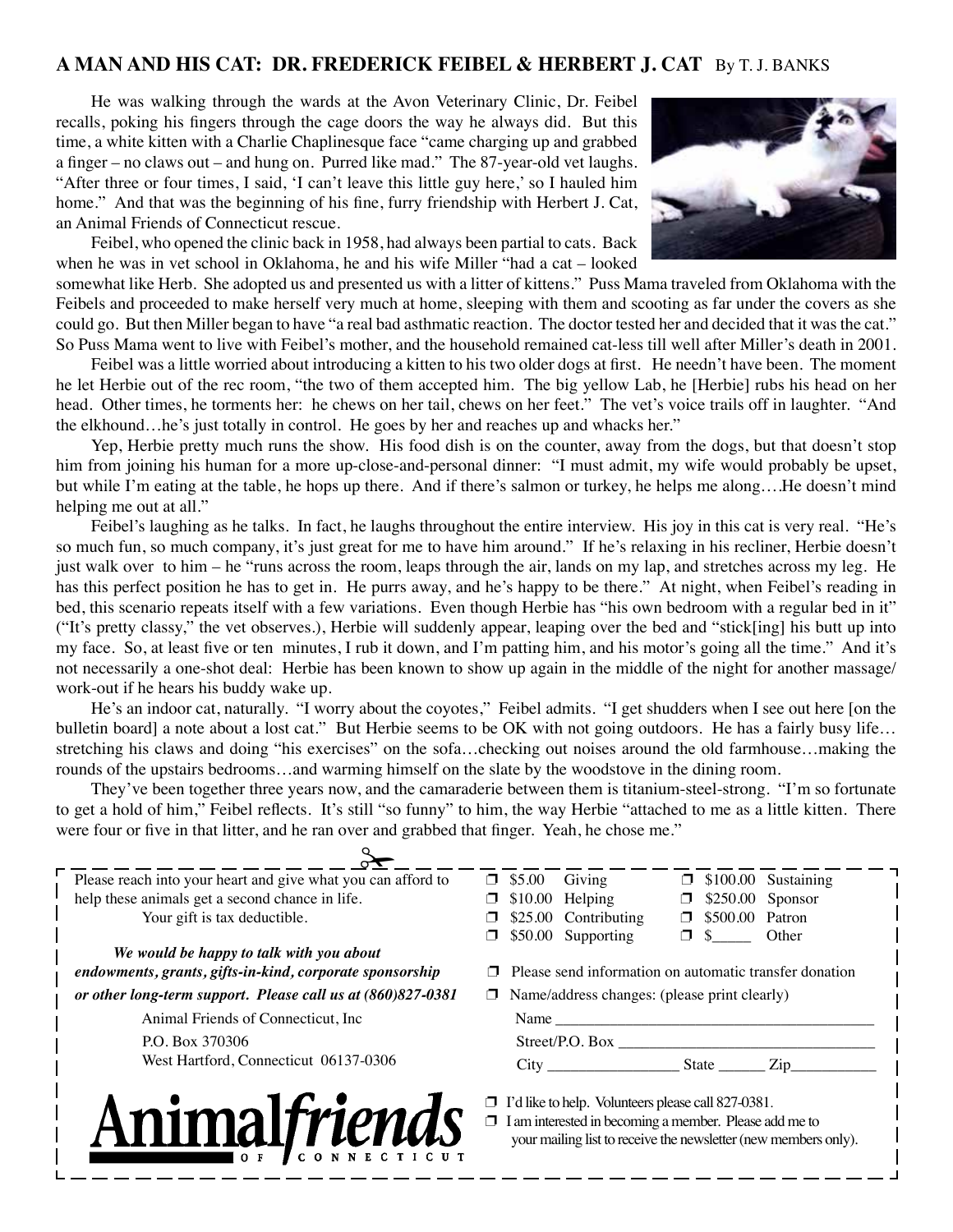## A MAN AND HIS CAT: DR. FREDERICK FEIBEL & HERBERT J. CAT By T. J. BANKS

He was walking through the wards at the Avon Veterinary Clinic, Dr. Feibel recalls, poking his fingers through the cage doors the way he always did. But this time, a white kitten with a Charlie Chaplinesque face "came charging up and grabbed a finger – no claws out – and hung on. Purred like mad." The 87-year-old vet laughs. "After three or four times, I said, 'I can't leave this little guy here,' so I hauled him home." And that was the beginning of his fine, furry friendship with Herbert J. Cat, an Animal Friends of Connecticut rescue.

Feibel, who opened the clinic back in 1958, had always been partial to cats. Back when he was in vet school in Oklahoma, he and his wife Miller "had a cat – looked somewhat like Herb. She adopted us and presented us with a litter of kittens." Puss Mama traveled from Oklahoma with the Feibels and proceeded to make herself very much at home, sleeping with them and scooting as far under the covers as she could go. But then Miller began to have "a real bad asthmatic reaction. The doctor tested her and decided that it was the cat." So Puss Mama went to live with Feibel's mother, and the household remained cat-less till well after Miller's death in 2001.

Feibel was a little worried about introducing a kitten to his two older dogs at first. He needn't have been. The moment he let Herbie out of the rec room, "the two of them accepted him. The big yellow Lab, he [Herbie] rubs his head on her head. Other times, he torments her: he chews on her tail, chews on her feet." The vet's voice trails off in laughter. "And the elkhound…he's just totally in control. He goes by her and reaches up and whacks her."

Yep, Herbie pretty much runs the show. His food dish is on the counter, away from the dogs, but that doesn't stop him from joining his human for a more up-close-and-personal dinner: "I must admit, my wife would probably be upset, but while I'm eating at the table, he hops up there. And if there's salmon or turkey, he helps me along….He doesn't mind helping me out at all."

Feibel's laughing as he talks. In fact, he laughs throughout the entire interview. His joy in this cat is very real. "He's so much fun, so much company, it's just great for me to have him around." If he's relaxing in his recliner, Herbie doesn't just walk over to him – he "runs across the room, leaps through the air, lands on my lap, and stretches across my leg. He has this perfect position he has to get in. He purrs away, and he's happy to be there." At night, when Feibel's reading in bed, this scenario repeats itself with a few variations. Even though Herbie has "his own bedroom with a regular bed in it" ("It's pretty classy," the vet observes.), Herbie will suddenly appear, leaping over the bed and "stick[ing] his butt up into my face. So, at least five or ten minutes, I rub it down, and I'm patting him, and his motor's going all the time." And it's not necessarily a one-shot deal: Herbie has been known to show up again in the middle of the night for another massage/work-out if he hears his buddy wake up.

He's an indoor cat, naturally. "I worry about the coyotes," Feibel admits. "I get shudders when I see out here [on the bulletin board] a note about a lost cat." But Herbie seems to be OK with not going outdoors. He has a fairly busy life… stretching his claws and doing "his exercises" on the sofa…checking out noises around the old farmhouse…making the rounds of the upstairs bedrooms…and warming himself on the slate by the woodstove in the dining room.

They've been together three years now, and the camaraderie between them is titanium-steel-strong. "I'm so fortunate to get a hold of him," Feibel reflects. It's still "so funny" to him, the way Herbie "attached to me as a little kitten. There were four or five in that litter, and he ran over and grabbed that finger. Yeah, he chose me."

---

Please reach into your heart and give what you can afford to help these animals get a second chance in life.

Your gift is tax deductible.

***We would be happy to talk with you about endowments, grants, gifts-in-kind, corporate sponsorship or other long-term support. Please call us at (860)827-0381***

Animal Friends of Connecticut, Inc

P.O. Box 370306

West Hartford, Connecticut 06137-0306

Animal*friends* OF CONNECTICUT

- ❐ $5.00 Giving
- ❐ $10.00 Helping
- ❐ $25.00 Contributing
- ❐ $50.00 Supporting
- ❐ $100.00 Sustaining
- ❐ $250.00 Sponsor
- ❐ $500.00 Patron
- ❐ $_____ Other

❐ Please send information on automatic transfer donation

❐ Name/address changes: (please print clearly)

Name ________________________________________

Street/P.O. Box _________________________________

City ________________ State ______ Zip___________

❐ I'd like to help. Volunteers please call 827-0381.

❐ I am interested in becoming a member. Please add me to your mailing list to receive the newsletter (new members only).